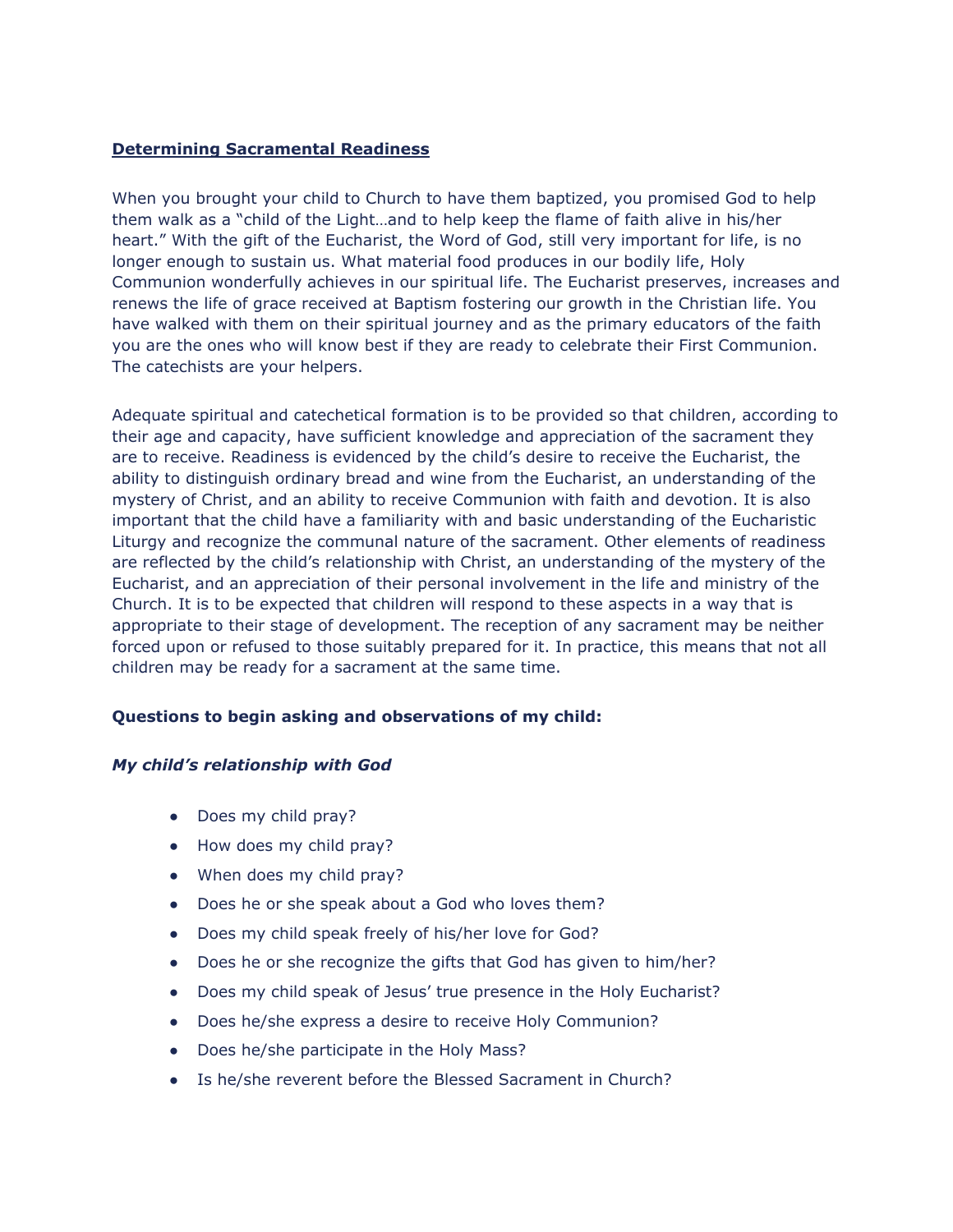**Determining Sacramental Readiness**

When you brought your child to Church to have them baptized, you promised God to help them walk as a "child of the Light…and to help keep the flame of faith alive in his/her heart." With the gift of the Eucharist, the Word of God, still very important for life, is no longer enough to sustain us. What material food produces in our bodily life, Holy Communion wonderfully achieves in our spiritual life. The Eucharist preserves, increases and renews the life of grace received at Baptism fostering our growth in the Christian life. You have walked with them on their spiritual journey and as the primary educators of the faith you are the ones who will know best if they are ready to celebrate their First Communion. The catechists are your helpers.

Adequate spiritual and catechetical formation is to be provided so that children, according to their age and capacity, have sufficient knowledge and appreciation of the sacrament they are to receive. Readiness is evidenced by the child's desire to receive the Eucharist, the ability to distinguish ordinary bread and wine from the Eucharist, an understanding of the mystery of Christ, and an ability to receive Communion with faith and devotion. It is also important that the child have a familiarity with and basic understanding of the Eucharistic Liturgy and recognize the communal nature of the sacrament. Other elements of readiness are reflected by the child's relationship with Christ, an understanding of the mystery of the Eucharist, and an appreciation of their personal involvement in the life and ministry of the Church. It is to be expected that children will respond to these aspects in a way that is appropriate to their stage of development. The reception of any sacrament may be neither forced upon or refused to those suitably prepared for it. In practice, this means that not all children may be ready for a sacrament at the same time.

**Questions to begin asking and observations of my child:**

***My child's relationship with God***

- Does my child pray?
- How does my child pray?
- When does my child pray?
- Does he or she speak about a God who loves them?
- Does my child speak freely of his/her love for God?
- Does he or she recognize the gifts that God has given to him/her?
- Does my child speak of Jesus' true presence in the Holy Eucharist?
- Does he/she express a desire to receive Holy Communion?
- Does he/she participate in the Holy Mass?
- Is he/she reverent before the Blessed Sacrament in Church?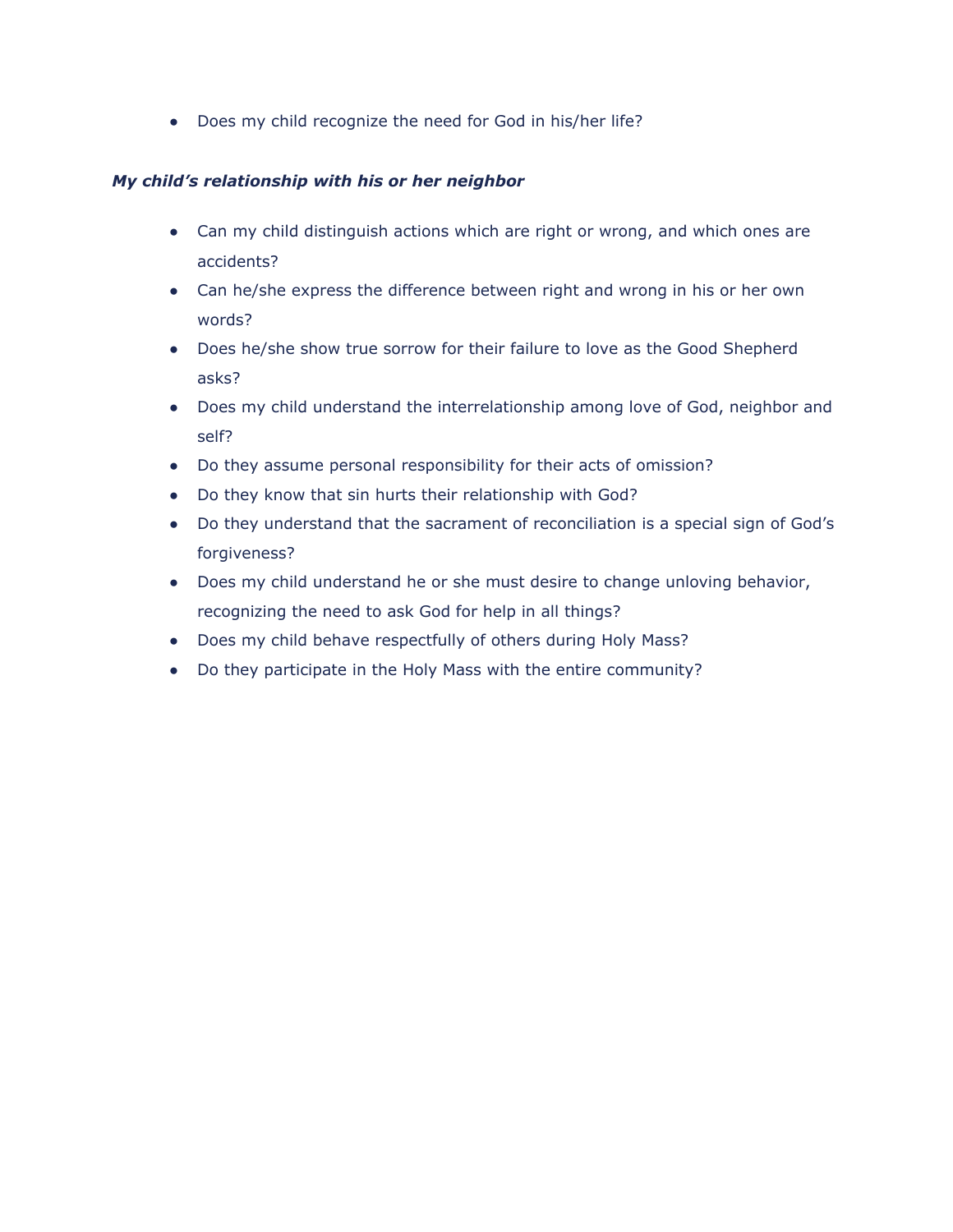- Does my child recognize the need for God in his/her life?

***My child's relationship with his or her neighbor***

- Can my child distinguish actions which are right or wrong, and which ones are accidents?
- Can he/she express the difference between right and wrong in his or her own words?
- Does he/she show true sorrow for their failure to love as the Good Shepherd asks?
- Does my child understand the interrelationship among love of God, neighbor and self?
- Do they assume personal responsibility for their acts of omission?
- Do they know that sin hurts their relationship with God?
- Do they understand that the sacrament of reconciliation is a special sign of God's forgiveness?
- Does my child understand he or she must desire to change unloving behavior, recognizing the need to ask God for help in all things?
- Does my child behave respectfully of others during Holy Mass?
- Do they participate in the Holy Mass with the entire community?